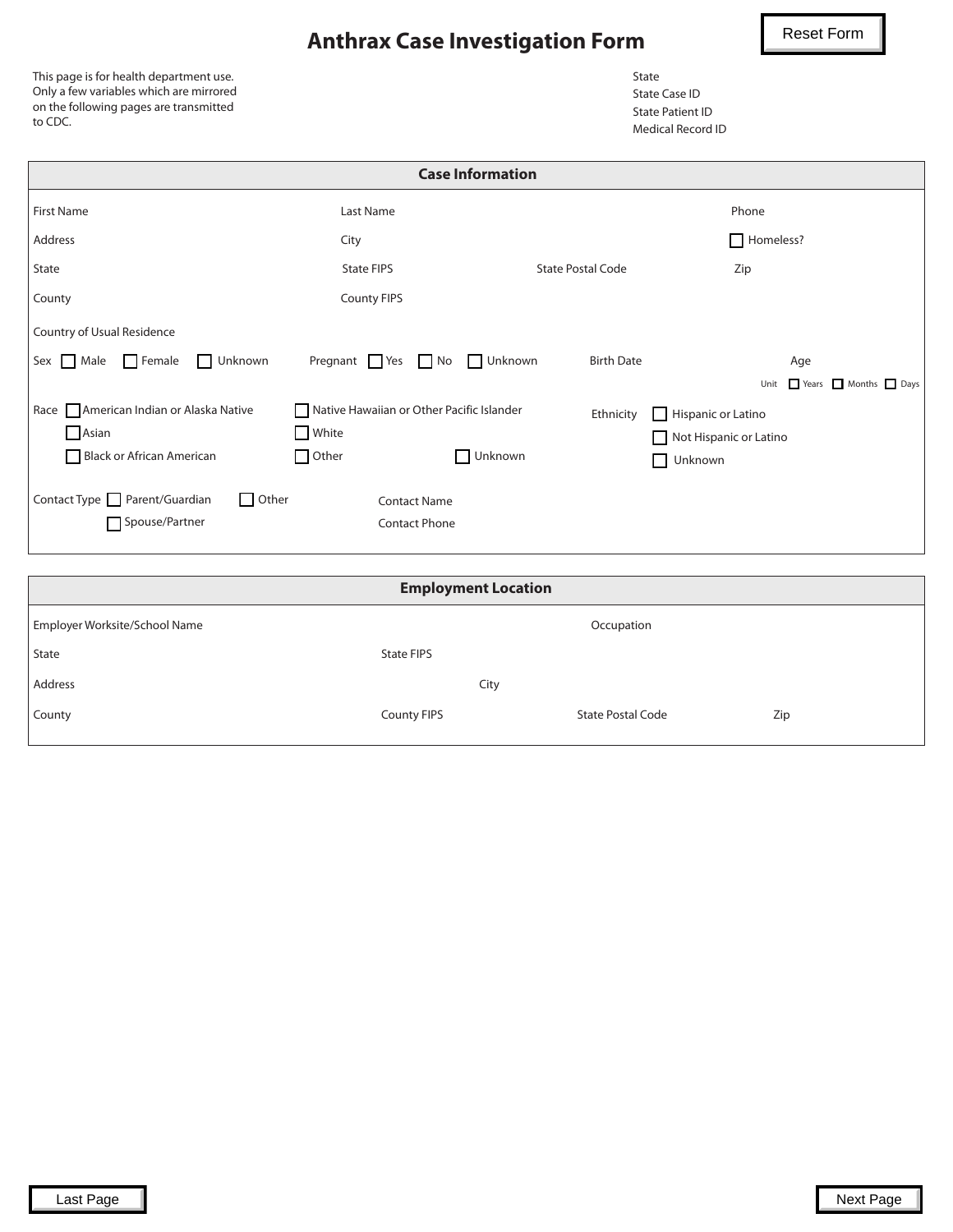# Anthrax Case Investigation Form

Reset Form

This page is for health department use. Only a few variables which are mirrored on the following pages are transmitted to CDC.

State
State Case ID
State Patient ID
Medical Record ID

## Case Information

First Name
Last Name
Phone

Address
City
☐ Homeless?

State
State FIPS
State Postal Code
Zip

County
County FIPS

Country of Usual Residence

Sex ☐ Male ☐ Female ☐ Unknown

Pregnant ☐ Yes ☐ No ☐ Unknown

Birth Date

Age
Unit ☐ Years ☐ Months ☐ Days

Race
☐ American Indian or Alaska Native
☐ Asian
☐ Black or African American
☐ Native Hawaiian or Other Pacific Islander
☐ White
☐ Other
☐ Unknown

Ethnicity
☐ Hispanic or Latino
☐ Not Hispanic or Latino
☐ Unknown

Contact Type ☐ Parent/Guardian ☐ Other ☐ Spouse/Partner

Contact Name
Contact Phone

## Employment Location

Employer Worksite/School Name
Occupation

State
State FIPS

Address
City

County
County FIPS
State Postal Code
Zip

Last Page

Next Page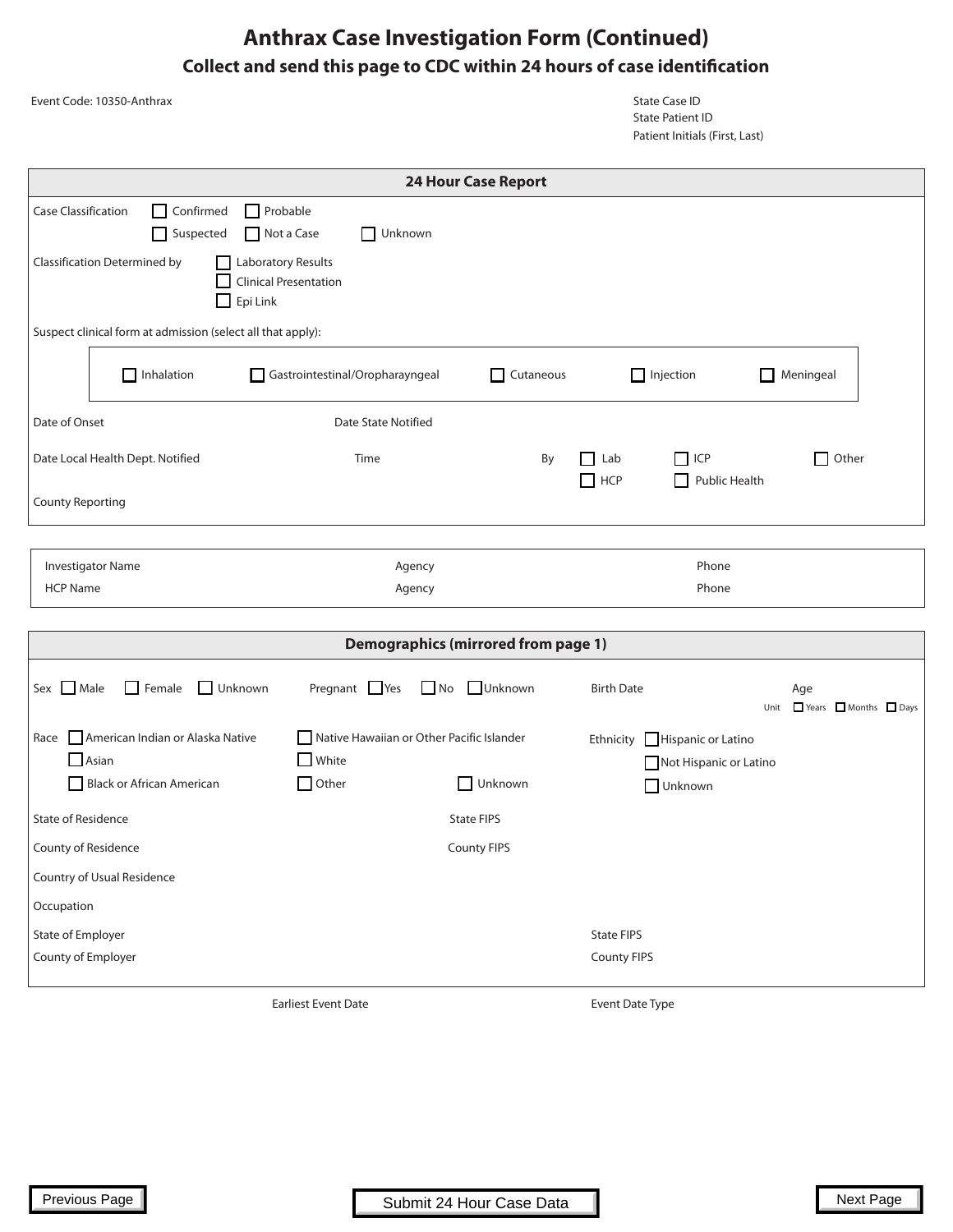# Anthrax Case Investigation Form (Continued)

## Collect and send this page to CDC within 24 hours of case identification

Event Code: 10350-Anthrax

State Case ID
State Patient ID
Patient Initials (First, Last)

### 24 Hour Case Report

Case Classification ☐ Confirmed ☐ Probable ☐ Suspected ☐ Not a Case ☐ Unknown

Classification Determined by ☐ Laboratory Results ☐ Clinical Presentation ☐ Epi Link

Suspect clinical form at admission (select all that apply):

☐ Inhalation ☐ Gastrointestinal/Oropharayngeal ☐ Cutaneous ☐ Injection ☐ Meningeal

Date of Onset

Date State Notified

Date Local Health Dept. Notified

Time

By ☐ Lab ☐ ICP ☐ Other ☐ HCP ☐ Public Health

County Reporting

| | | |
|---|---|---|
| Investigator Name | Agency | Phone |
| HCP Name | Agency | Phone |

### Demographics (mirrored from page 1)

Sex ☐ Male ☐ Female ☐ Unknown

Pregnant ☐ Yes ☐ No ☐ Unknown

Birth Date

Age

Unit ☐ Years ☐ Months ☐ Days

Race ☐ American Indian or Alaska Native ☐ Asian ☐ Black or African American ☐ Native Hawaiian or Other Pacific Islander ☐ White ☐ Other ☐ Unknown

Ethnicity ☐ Hispanic or Latino ☐ Not Hispanic or Latino ☐ Unknown

State of Residence

State FIPS

County of Residence

County FIPS

Country of Usual Residence

Occupation

State of Employer

State FIPS

County of Employer

County FIPS

Earliest Event Date

Event Date Type

Previous Page | Submit 24 Hour Case Data | Next Page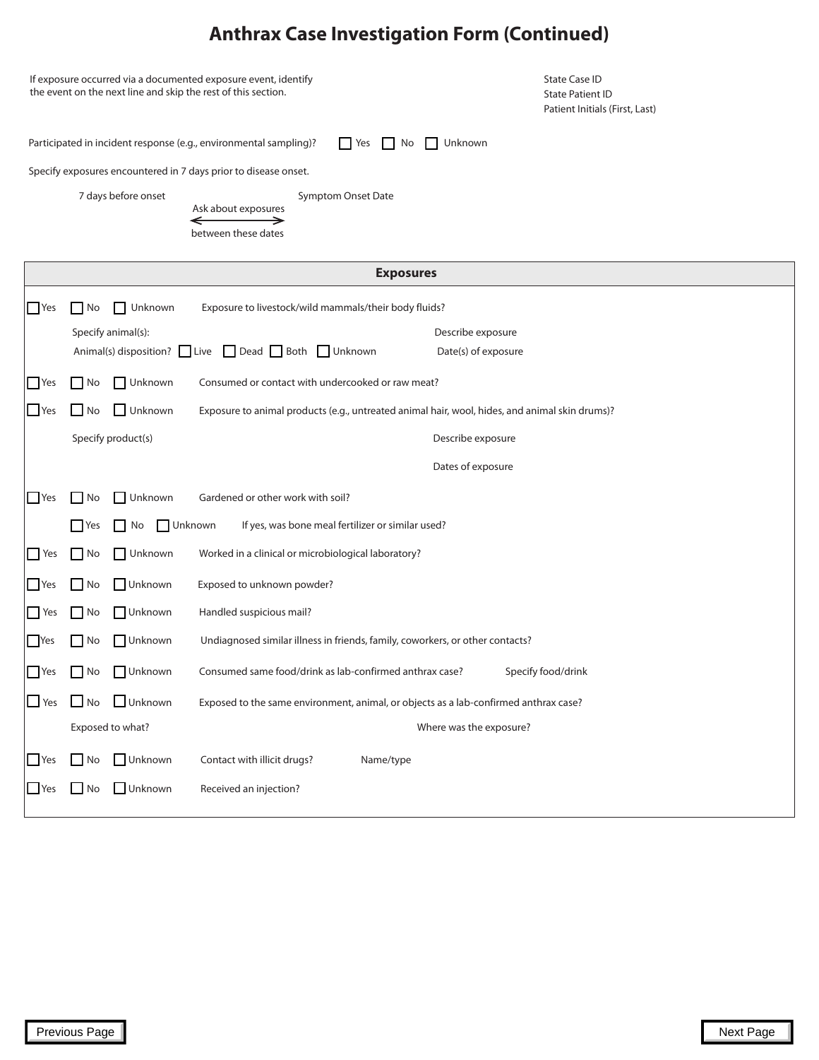# Anthrax Case Investigation Form (Continued)

If exposure occurred via a documented exposure event, identify the event on the next line and skip the rest of this section.

State Case ID
State Patient ID
Patient Initials (First, Last)

Participated in incident response (e.g., environmental sampling)? ☐ Yes ☐ No ☐ Unknown

Specify exposures encountered in 7 days prior to disease onset.

7 days before onset ⟷ Symptom Onset Date

Ask about exposures between these dates

## Exposures

☐ Yes ☐ No ☐ Unknown Exposure to livestock/wild mammals/their body fluids?

Specify animal(s):
Describe exposure
Animal(s) disposition? ☐ Live ☐ Dead ☐ Both ☐ Unknown
Date(s) of exposure

☐ Yes ☐ No ☐ Unknown Consumed or contact with undercooked or raw meat?

☐ Yes ☐ No ☐ Unknown Exposure to animal products (e.g., untreated animal hair, wool, hides, and animal skin drums)?

Specify product(s)
Describe exposure
Dates of exposure

☐ Yes ☐ No ☐ Unknown Gardened or other work with soil?

☐ Yes ☐ No ☐ Unknown If yes, was bone meal fertilizer or similar used?

☐ Yes ☐ No ☐ Unknown Worked in a clinical or microbiological laboratory?

☐ Yes ☐ No ☐ Unknown Exposed to unknown powder?

☐ Yes ☐ No ☐ Unknown Handled suspicious mail?

☐ Yes ☐ No ☐ Unknown Undiagnosed similar illness in friends, family, coworkers, or other contacts?

☐ Yes ☐ No ☐ Unknown Consumed same food/drink as lab-confirmed anthrax case? Specify food/drink

☐ Yes ☐ No ☐ Unknown Exposed to the same environment, animal, or objects as a lab-confirmed anthrax case?

Exposed to what?
Where was the exposure?

☐ Yes ☐ No ☐ Unknown Contact with illicit drugs? Name/type

☐ Yes ☐ No ☐ Unknown Received an injection?

Previous Page

Next Page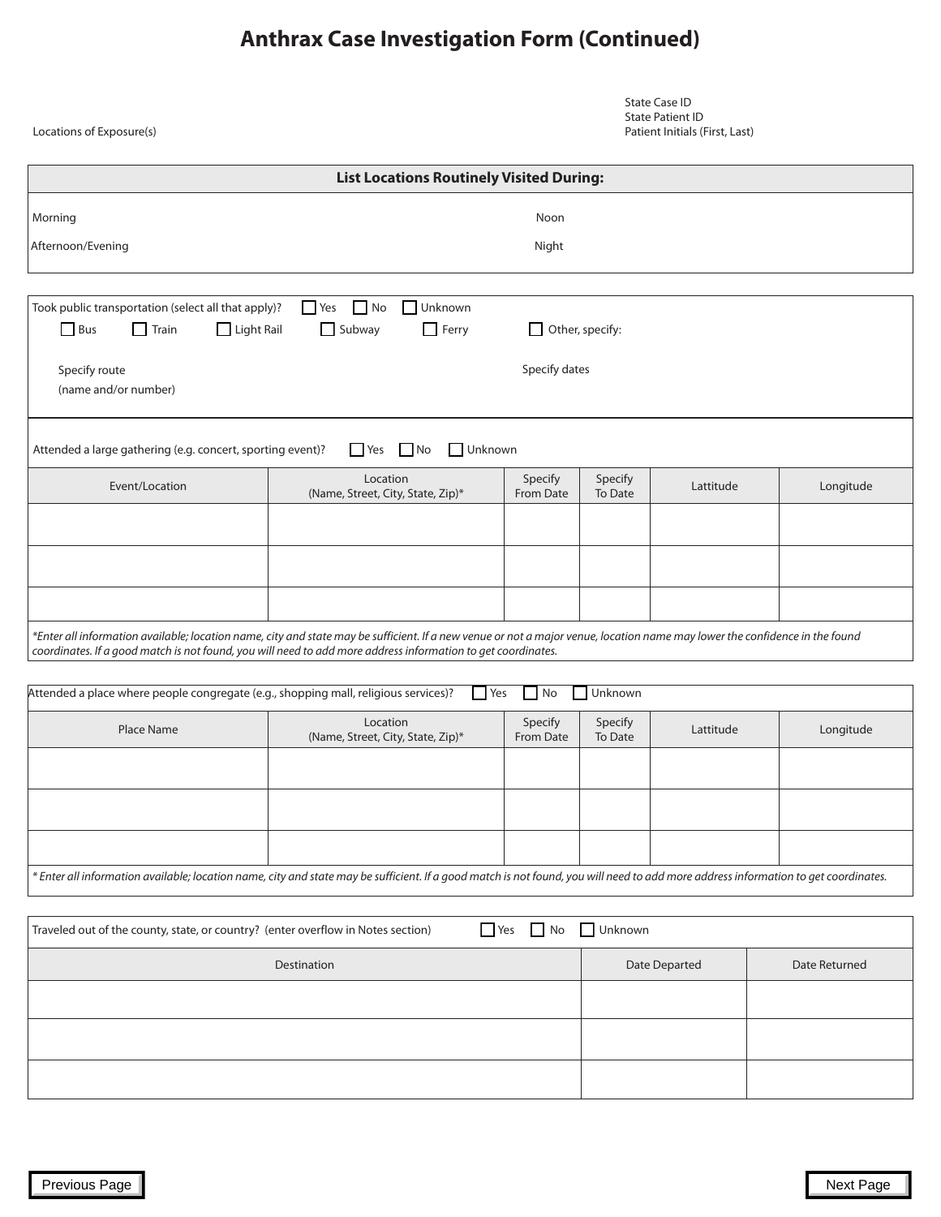# Anthrax Case Investigation Form (Continued)

State Case ID
State Patient ID
Patient Initials (First, Last)

Locations of Exposure(s)

**List Locations Routinely Visited During:**

Morning

Noon

Afternoon/Evening

Night

Took public transportation (select all that apply)? ☐ Yes ☐ No ☐ Unknown

☐ Bus ☐ Train ☐ Light Rail ☐ Subway ☐ Ferry ☐ Other, specify:

Specify route (name and/or number)

Specify dates

Attended a large gathering (e.g. concert, sporting event)? ☐ Yes ☐ No ☐ Unknown

| Event/Location | Location (Name, Street, City, State, Zip)* | Specify From Date | Specify To Date | Lattitude | Longitude |
|---|---|---|---|---|---|
| | | | | | |
| | | | | | |
| | | | | | |

*\*Enter all information available; location name, city and state may be sufficient. If a new venue or not a major venue, location name may lower the confidence in the found coordinates. If a good match is not found, you will need to add more address information to get coordinates.*

Attended a place where people congregate (e.g., shopping mall, religious services)? ☐ Yes ☐ No ☐ Unknown

| Place Name | Location (Name, Street, City, State, Zip)* | Specify From Date | Specify To Date | Lattitude | Longitude |
|---|---|---|---|---|---|
| | | | | | |
| | | | | | |
| | | | | | |

*\* Enter all information available; location name, city and state may be sufficient. If a good match is not found, you will need to add more address information to get coordinates.*

Traveled out of the county, state, or country? (enter overflow in Notes section) ☐ Yes ☐ No ☐ Unknown

| Destination | Date Departed | Date Returned |
|---|---|---|
| | | |
| | | |
| | | |

Previous Page

Next Page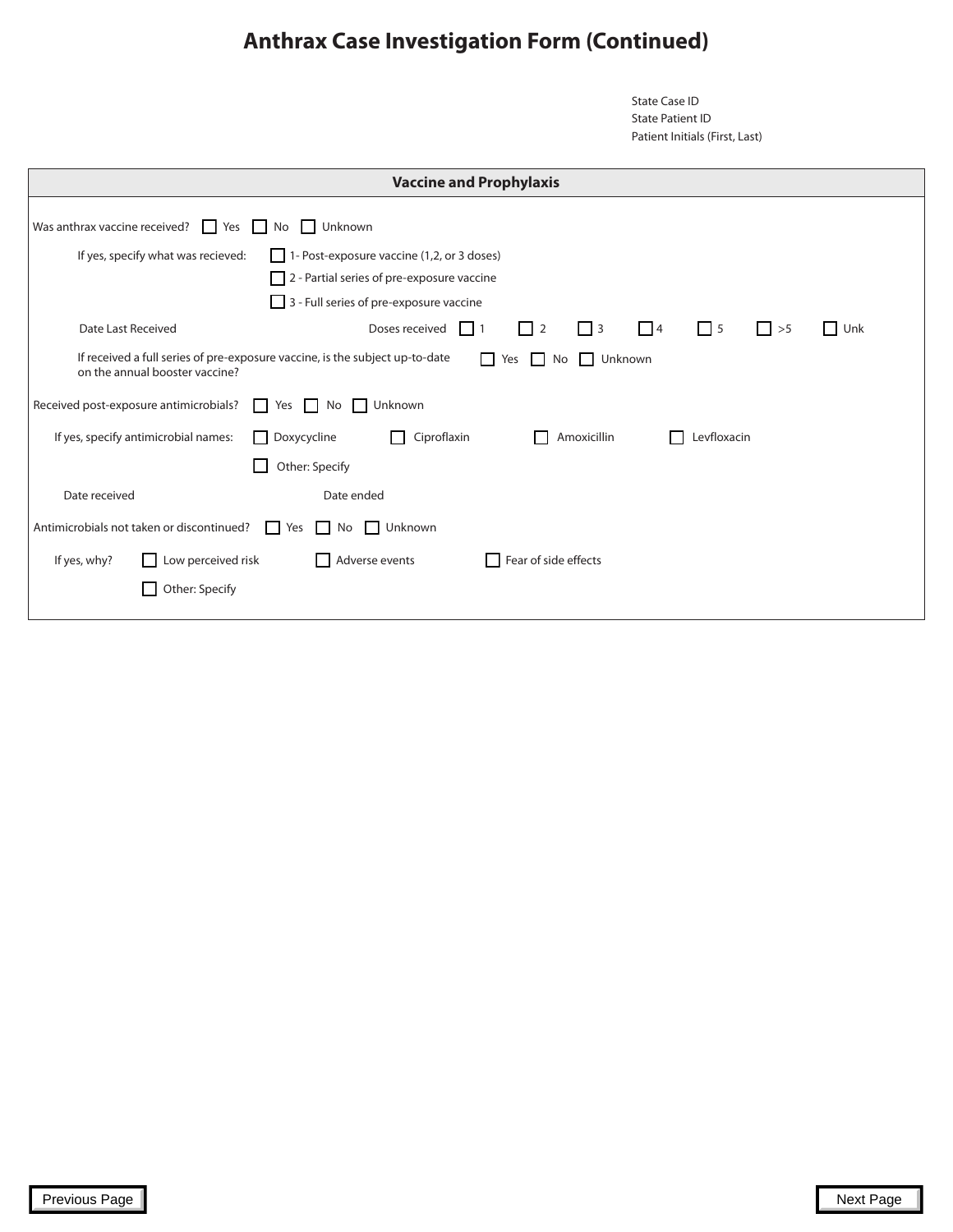# Anthrax Case Investigation Form (Continued)

State Case ID
State Patient ID
Patient Initials (First, Last)

## Vaccine and Prophylaxis

Was anthrax vaccine received? ☐ Yes ☐ No ☐ Unknown

If yes, specify what was recieved:
- ☐ 1- Post-exposure vaccine (1,2, or 3 doses)
- ☐ 2 - Partial series of pre-exposure vaccine
- ☐ 3 - Full series of pre-exposure vaccine

Date Last Received

Doses received ☐ 1 ☐ 2 ☐ 3 ☐ 4 ☐ 5 ☐ >5 ☐ Unk

If received a full series of pre-exposure vaccine, is the subject up-to-date on the annual booster vaccine? ☐ Yes ☐ No ☐ Unknown

Received post-exposure antimicrobials? ☐ Yes ☐ No ☐ Unknown

If yes, specify antimicrobial names: ☐ Doxycycline ☐ Ciproflaxin ☐ Amoxicillin ☐ Levfloxacin ☐ Other: Specify

Date received

Date ended

Antimicrobials not taken or discontinued? ☐ Yes ☐ No ☐ Unknown

If yes, why? ☐ Low perceived risk ☐ Adverse events ☐ Fear of side effects ☐ Other: Specify

Previous Page

Next Page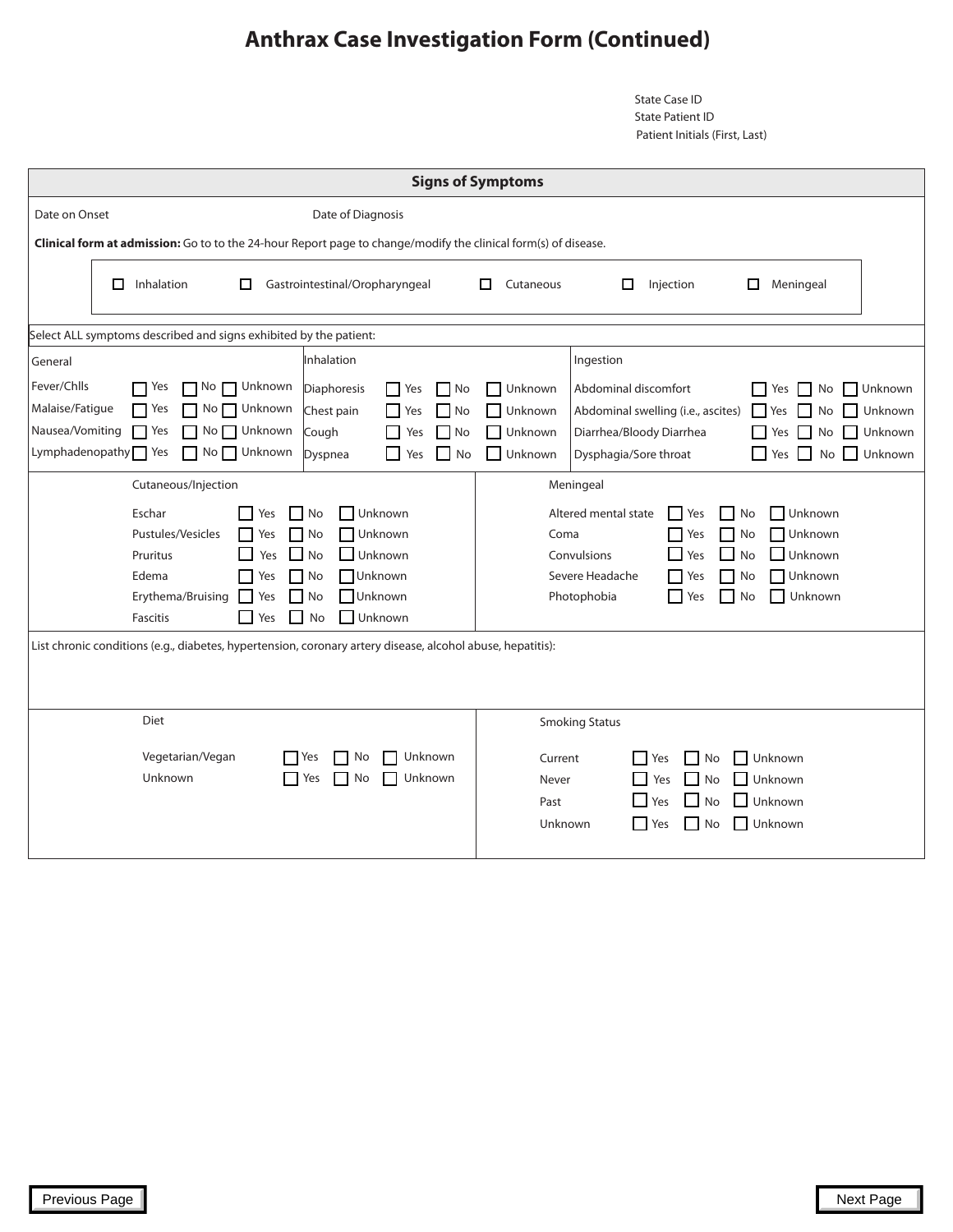# Anthrax Case Investigation Form (Continued)

State Case ID
State Patient ID
Patient Initials (First, Last)

## Signs of Symptoms

Date on Onset

Date of Diagnosis

**Clinical form at admission:** Go to to the 24-hour Report page to change/modify the clinical form(s) of disease.

☐ Inhalation ☐ Gastrointestinal/Oropharyngeal ☐ Cutaneous ☐ Injection ☐ Meningeal

Select ALL symptoms described and signs exhibited by the patient:

| General | | | | Inhalation | | | | Ingestion | | | |
|---|---|---|---|---|---|---|---|---|---|---|---|
| Fever/Chlls | ☐ Yes | ☐ No | ☐ Unknown | Diaphoresis | ☐ Yes | ☐ No | ☐ Unknown | Abdominal discomfort | ☐ Yes | ☐ No | ☐ Unknown |
| Malaise/Fatigue | ☐ Yes | ☐ No | ☐ Unknown | Chest pain | ☐ Yes | ☐ No | ☐ Unknown | Abdominal swelling (i.e., ascites) | ☐ Yes | ☐ No | ☐ Unknown |
| Nausea/Vomiting | ☐ Yes | ☐ No | ☐ Unknown | Cough | ☐ Yes | ☐ No | ☐ Unknown | Diarrhea/Bloody Diarrhea | ☐ Yes | ☐ No | ☐ Unknown |
| Lymphadenopathy | ☐ Yes | ☐ No | ☐ Unknown | Dyspnea | ☐ Yes | ☐ No | ☐ Unknown | Dysphagia/Sore throat | ☐ Yes | ☐ No | ☐ Unknown |

| Cutaneous/Injection | | | | Meningeal | | | |
|---|---|---|---|---|---|---|---|
| Eschar | ☐ Yes | ☐ No | ☐ Unknown | Altered mental state | ☐ Yes | ☐ No | ☐ Unknown |
| Pustules/Vesicles | ☐ Yes | ☐ No | ☐ Unknown | Coma | ☐ Yes | ☐ No | ☐ Unknown |
| Pruritus | ☐ Yes | ☐ No | ☐ Unknown | Convulsions | ☐ Yes | ☐ No | ☐ Unknown |
| Edema | ☐ Yes | ☐ No | ☐ Unknown | Severe Headache | ☐ Yes | ☐ No | ☐ Unknown |
| Erythema/Bruising | ☐ Yes | ☐ No | ☐ Unknown | Photophobia | ☐ Yes | ☐ No | ☐ Unknown |
| Fascitis | ☐ Yes | ☐ No | ☐ Unknown | | | | |

List chronic conditions (e.g., diabetes, hypertension, coronary artery disease, alcohol abuse, hepatitis):

| Diet | | | | Smoking Status | | | |
|---|---|---|---|---|---|---|---|
| Vegetarian/Vegan | ☐ Yes | ☐ No | ☐ Unknown | Current | ☐ Yes | ☐ No | ☐ Unknown |
| Unknown | ☐ Yes | ☐ No | ☐ Unknown | Never | ☐ Yes | ☐ No | ☐ Unknown |
| | | | | Past | ☐ Yes | ☐ No | ☐ Unknown |
| | | | | Unknown | ☐ Yes | ☐ No | ☐ Unknown |

Previous Page

Next Page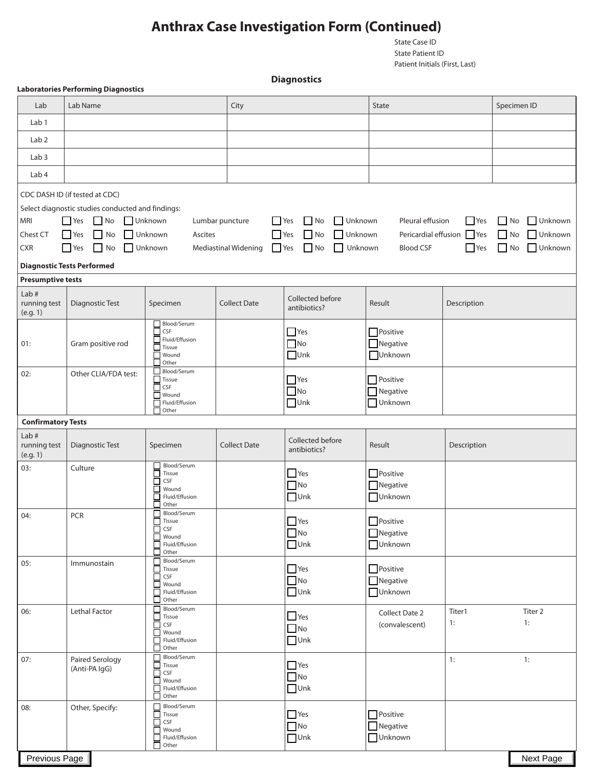# Anthrax Case Investigation Form (Continued)

State Case ID
State Patient ID
Patient Initials (First, Last)

## Diagnostics

**Laboratories Performing Diagnostics**

| Lab | Lab Name | City | State | Specimen ID |
|---|---|---|---|---|
| Lab 1 | | | | |
| Lab 2 | | | | |
| Lab 3 | | | | |
| Lab 4 | | | | |

CDC DASH ID (if tested at CDC)

Select diagnostic studies conducted and findings:

| | | | | | | | | | | | |
|---|---|---|---|---|---|---|---|---|---|---|---|
| MRI | ☐ Yes | ☐ No | ☐ Unknown | Lumbar puncture | ☐ Yes | ☐ No | ☐ Unknown | Pleural effusion | ☐ Yes | ☐ No | ☐ Unknown |
| Chest CT | ☐ Yes | ☐ No | ☐ Unknown | Ascites | ☐ Yes | ☐ No | ☐ Unknown | Pericardial effusion | ☐ Yes | ☐ No | ☐ Unknown |
| CXR | ☐ Yes | ☐ No | ☐ Unknown | Mediastinal Widening | ☐ Yes | ☐ No | ☐ Unknown | Blood CSF | ☐ Yes | ☐ No | ☐ Unknown |

**Diagnostic Tests Performed**

**Presumptive tests**

| Lab # running test (e.g. 1) | Diagnostic Test | Specimen | Collect Date | Collected before antibiotics? | Result | Description |
|---|---|---|---|---|---|---|
| 01: | Gram positive rod | ☐ Blood/Serum ☐ CSF ☐ Fluid/Effusion ☐ Tissue ☐ Wound ☐ Other | | ☐ Yes ☐ No ☐ Unk | ☐ Positive ☐ Negative ☐ Unknown | |
| 02: | Other CLIA/FDA test: | ☐ Blood/Serum ☐ Tissue ☐ CSF ☐ Wound ☐ Fluid/Effusion ☐ Other | | ☐ Yes ☐ No ☐ Unk | ☐ Positive ☐ Negative ☐ Unknown | |

**Confirmatory Tests**

| Lab # running test (e.g. 1) | Diagnostic Test | Specimen | Collect Date | Collected before antibiotics? | Result | Description | |
|---|---|---|---|---|---|---|---|
| 03: | Culture | ☐ Blood/Serum ☐ Tissue ☐ CSF ☐ Wound ☐ Fluid/Effusion ☐ Other | | ☐ Yes ☐ No ☐ Unk | ☐ Positive ☐ Negative ☐ Unknown | | |
| 04: | PCR | ☐ Blood/Serum ☐ Tissue ☐ CSF ☐ Wound ☐ Fluid/Effusion ☐ Other | | ☐ Yes ☐ No ☐ Unk | ☐ Positive ☐ Negative ☐ Unknown | | |
| 05: | Immunostain | ☐ Blood/Serum ☐ Tissue ☐ CSF ☐ Wound ☐ Fluid/Effusion ☐ Other | | ☐ Yes ☐ No ☐ Unk | ☐ Positive ☐ Negative ☐ Unknown | | |
| 06: | Lethal Factor | ☐ Blood/Serum ☐ Tissue ☐ CSF ☐ Wound ☐ Fluid/Effusion ☐ Other | | ☐ Yes ☐ No ☐ Unk | Collect Date 2 (convalescent) | Titer1 1: | Titer 2 1: |
| 07: | Paired Serology (Anti-PA IgG) | ☐ Blood/Serum ☐ Tissue ☐ CSF ☐ Wound ☐ Fluid/Effusion ☐ Other | | ☐ Yes ☐ No ☐ Unk | | 1: | 1: |
| 08: | Other, Specify: | ☐ Blood/Serum ☐ Tissue ☐ CSF ☐ Wound ☐ Fluid/Effusion ☐ Other | | ☐ Yes ☐ No ☐ Unk | ☐ Positive ☐ Negative ☐ Unknown | | |

Previous Page

Next Page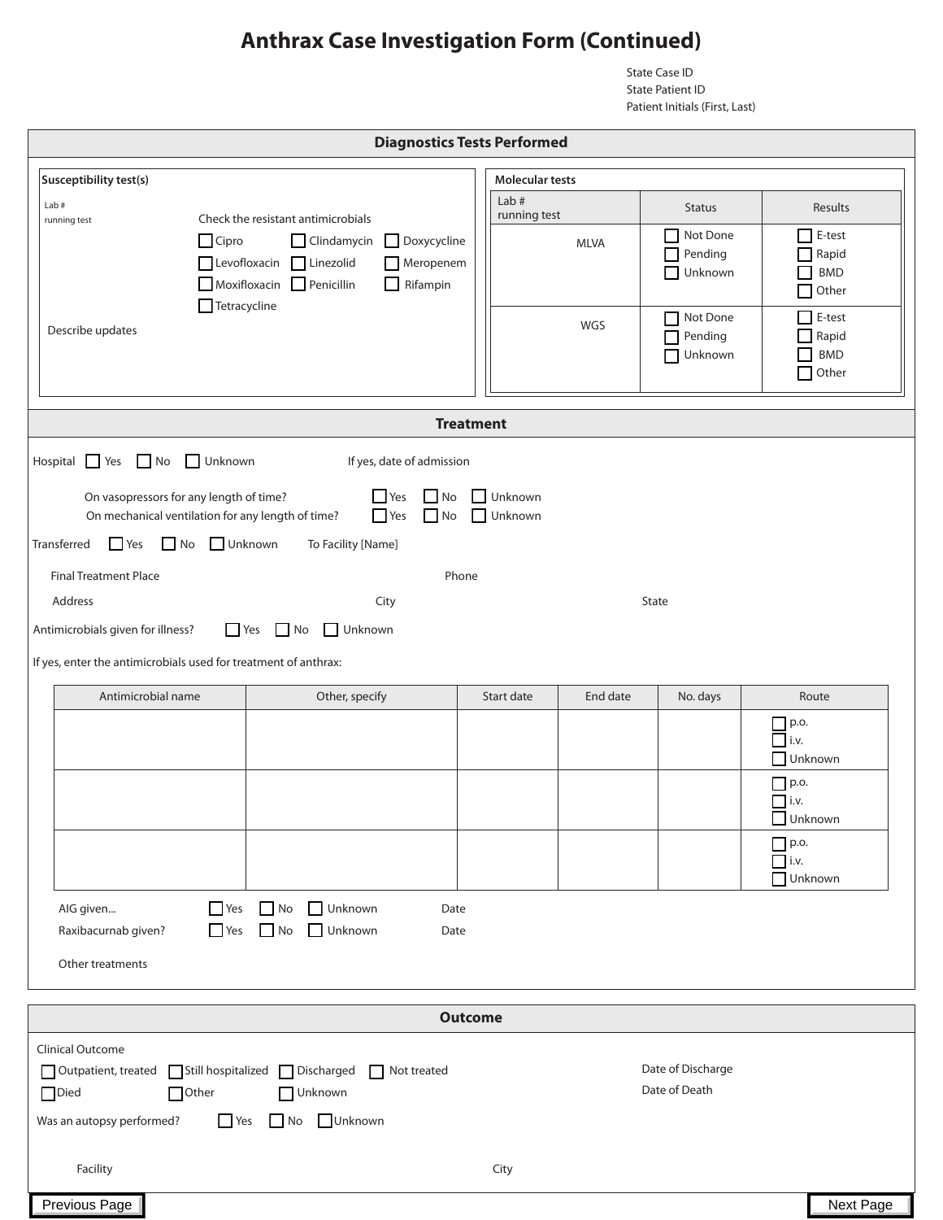# Anthrax Case Investigation Form (Continued)

State Case ID
State Patient ID
Patient Initials (First, Last)

## Diagnostics Tests Performed

**Susceptibility test(s)**

Lab #
running test

Check the resistant antimicrobials

- ☐ Cipro
- ☐ Clindamycin
- ☐ Doxycycline
- ☐ Levofloxacin
- ☐ Linezolid
- ☐ Meropenem
- ☐ Moxifloxacin
- ☐ Penicillin
- ☐ Rifampin
- ☐ Tetracycline

Describe updates

**Molecular tests**

| Lab # running test | Status | Results |
| --- | --- | --- |
| MLVA | ☐ Not Done ☐ Pending ☐ Unknown | ☐ E-test ☐ Rapid ☐ BMD ☐ Other |
| WGS | ☐ Not Done ☐ Pending ☐ Unknown | ☐ E-test ☐ Rapid ☐ BMD ☐ Other |

## Treatment

Hospital ☐ Yes ☐ No ☐ Unknown　　If yes, date of admission

On vasopressors for any length of time? ☐ Yes ☐ No ☐ Unknown
On mechanical ventilation for any length of time? ☐ Yes ☐ No ☐ Unknown

Transferred ☐ Yes ☐ No ☐ Unknown　　To Facility [Name]

Final Treatment Place　　Phone

Address　　City　　State

Antimicrobials given for illness? ☐ Yes ☐ No ☐ Unknown

If yes, enter the antimicrobials used for treatment of anthrax:

| Antimicrobial name | Other, specify | Start date | End date | No. days | Route |
| --- | --- | --- | --- | --- | --- |
| | | | | | ☐ p.o. ☐ i.v. ☐ Unknown |
| | | | | | ☐ p.o. ☐ i.v. ☐ Unknown |
| | | | | | ☐ p.o. ☐ i.v. ☐ Unknown |

AIG given... ☐ Yes ☐ No ☐ Unknown　　Date
Raxibacurnab given? ☐ Yes ☐ No ☐ Unknown　　Date

Other treatments

## Outcome

Clinical Outcome

☐ Outpatient, treated ☐ Still hospitalized ☐ Discharged ☐ Not treated
☐ Died ☐ Other ☐ Unknown

Date of Discharge
Date of Death

Was an autopsy performed? ☐ Yes ☐ No ☐ Unknown

Facility　　City

Previous Page　　Next Page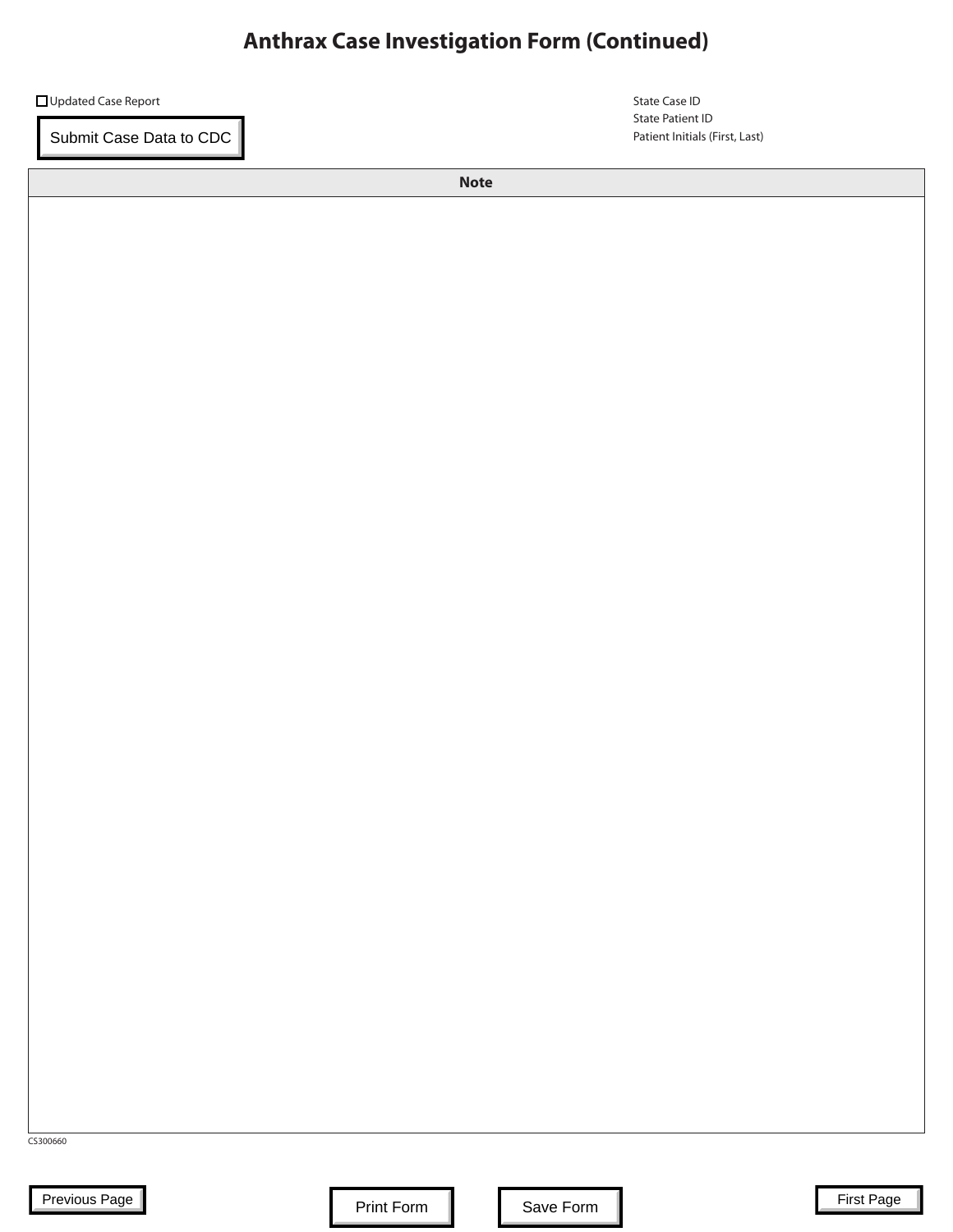# Anthrax Case Investigation Form (Continued)

☐ Updated Case Report

Submit Case Data to CDC

State Case ID
State Patient ID
Patient Initials (First, Last)

| Note |
|---|
| |

CS300660

Previous Page

Print Form

Save Form

First Page